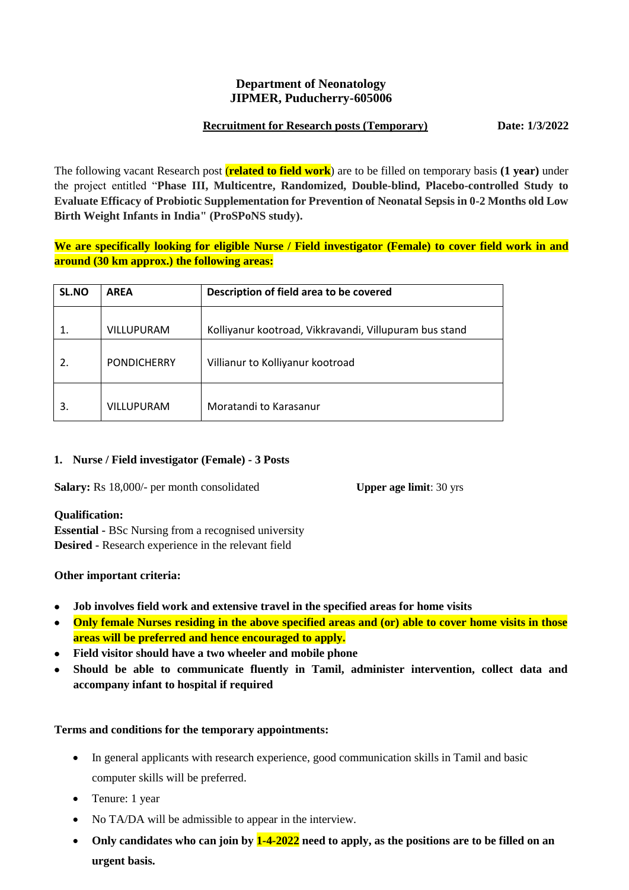**Department of Neonatology**
**JIPMER, Puducherry-605006**

**Recruitment for Research posts (Temporary)** **Date: 1/3/2022**

The following vacant Research post (**related to field work**) are to be filled on temporary basis **(1 year)** under the project entitled "**Phase III, Multicentre, Randomized, Double-blind, Placebo-controlled Study to Evaluate Efficacy of Probiotic Supplementation for Prevention of Neonatal Sepsis in 0-2 Months old Low Birth Weight Infants in India" (ProSPoNS study).**

**We are specifically looking for eligible Nurse / Field investigator (Female) to cover field work in and around (30 km approx.) the following areas:**

| SL.NO | AREA | Description of field area to be covered |
|---|---|---|
| 1. | VILLUPURAM | Kolliyanur kootroad, Vikkravandi, Villupuram bus stand |
| 2. | PONDICHERRY | Villianur to Kolliyanur kootroad |
| 3. | VILLUPURAM | Moratandi to Karasanur |

**1. Nurse / Field investigator (Female) - 3 Posts**

**Salary:** Rs 18,000/- per month consolidated **Upper age limit**: 30 yrs

**Qualification:**
**Essential -** BSc Nursing from a recognised university
**Desired -** Research experience in the relevant field

**Other important criteria:**

- **Job involves field work and extensive travel in the specified areas for home visits**
- **Only female Nurses residing in the above specified areas and (or) able to cover home visits in those areas will be preferred and hence encouraged to apply.**
- **Field visitor should have a two wheeler and mobile phone**
- **Should be able to communicate fluently in Tamil, administer intervention, collect data and accompany infant to hospital if required**

**Terms and conditions for the temporary appointments:**

- In general applicants with research experience, good communication skills in Tamil and basic computer skills will be preferred.
- Tenure: 1 year
- No TA/DA will be admissible to appear in the interview.
- **Only candidates who can join by 1-4-2022 need to apply, as the positions are to be filled on an urgent basis.**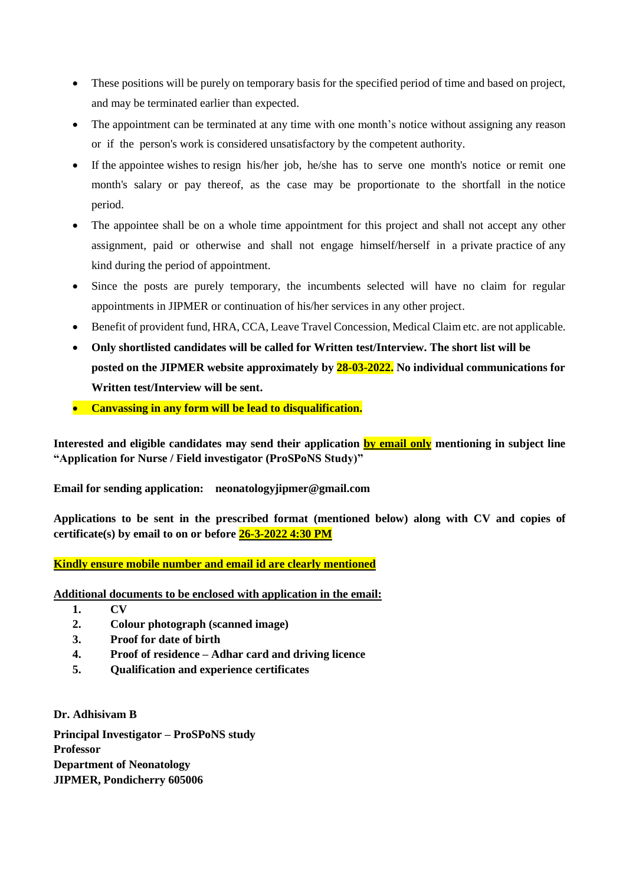- These positions will be purely on temporary basis for the specified period of time and based on project, and may be terminated earlier than expected.
- The appointment can be terminated at any time with one month's notice without assigning any reason or if the person's work is considered unsatisfactory by the competent authority.
- If the appointee wishes to resign his/her job, he/she has to serve one month's notice or remit one month's salary or pay thereof, as the case may be proportionate to the shortfall in the notice period.
- The appointee shall be on a whole time appointment for this project and shall not accept any other assignment, paid or otherwise and shall not engage himself/herself in a private practice of any kind during the period of appointment.
- Since the posts are purely temporary, the incumbents selected will have no claim for regular appointments in JIPMER or continuation of his/her services in any other project.
- Benefit of provident fund, HRA, CCA, Leave Travel Concession, Medical Claim etc. are not applicable.
- **Only shortlisted candidates will be called for Written test/Interview. The short list will be posted on the JIPMER website approximately by 28-03-2022. No individual communications for Written test/Interview will be sent.**
- **Canvassing in any form will be lead to disqualification.**

**Interested and eligible candidates may send their application <u>by email only</u> mentioning in subject line "Application for Nurse / Field investigator (ProSPoNS Study)"**

**Email for sending application: neonatologyjipmer@gmail.com**

**Applications to be sent in the prescribed format (mentioned below) along with CV and copies of certificate(s) by email to on or before <u>26-3-2022 4:30 PM</u>**

**<u>Kindly ensure mobile number and email id are clearly mentioned</u>**

**<u>Additional documents to be enclosed with application in the email:</u>**

1. **CV**
2. **Colour photograph (scanned image)**
3. **Proof for date of birth**
4. **Proof of residence – Adhar card and driving licence**
5. **Qualification and experience certificates**

**Dr. Adhisivam B**

**Principal Investigator – ProSPoNS study**
**Professor**
**Department of Neonatology**
**JIPMER, Pondicherry 605006**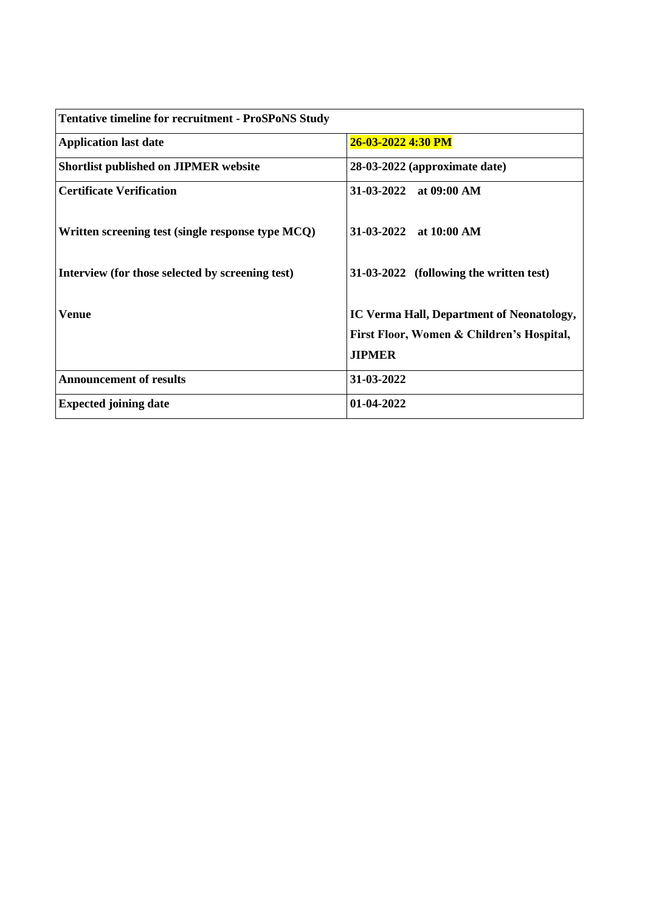| Tentative timeline for recruitment - ProSPoNS Study | |
|---|---|
| **Application last date** | **26-03-2022 4:30 PM** |
| **Shortlist published on JIPMER website** | **28-03-2022 (approximate date)** |
| **Certificate Verification**<br><br>**Written screening test (single response type MCQ)**<br><br>**Interview (for those selected by screening test)**<br><br>**Venue** | **31-03-2022 at 09:00 AM**<br><br>**31-03-2022 at 10:00 AM**<br><br>**31-03-2022 (following the written test)**<br><br>**IC Verma Hall, Department of Neonatology, First Floor, Women & Children's Hospital, JIPMER** |
| **Announcement of results** | **31-03-2022** |
| **Expected joining date** | **01-04-2022** |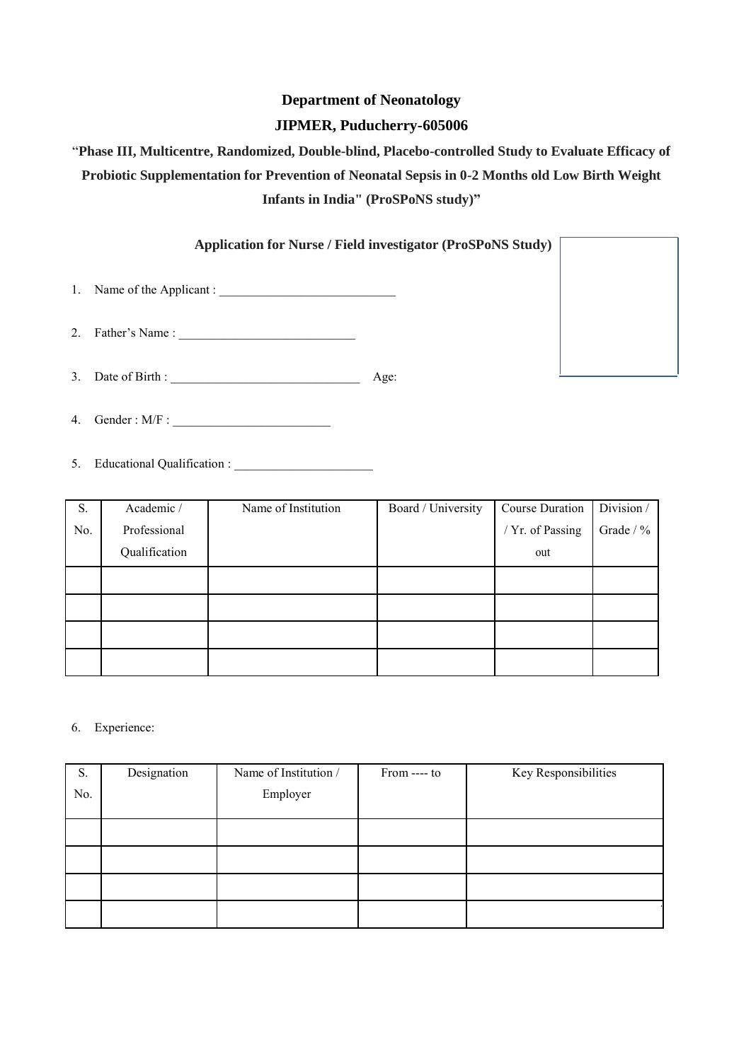**Department of Neonatology**

**JIPMER, Puducherry-605006**

"**Phase III, Multicentre, Randomized, Double-blind, Placebo-controlled Study to Evaluate Efficacy of Probiotic Supplementation for Prevention of Neonatal Sepsis in 0-2 Months old Low Birth Weight Infants in India" (ProSPoNS study)"**

**Application for Nurse / Field investigator (ProSPoNS Study)**

1. Name of the Applicant : ____________________________
2. Father's Name : ____________________________
3. Date of Birth : ______________________________ Age:
4. Gender : M/F : _________________________
5. Educational Qualification : ______________________

| S. No. | Academic / Professional Qualification | Name of Institution | Board / University | Course Duration / Yr. of Passing out | Division / Grade / % |
|---|---|---|---|---|---|
| | | | | | |
| | | | | | |
| | | | | | |
| | | | | | |

6. Experience:

| S. No. | Designation | Name of Institution / Employer | From ---- to | Key Responsibilities |
|---|---|---|---|---|
| | | | | |
| | | | | |
| | | | | |
| | | | | |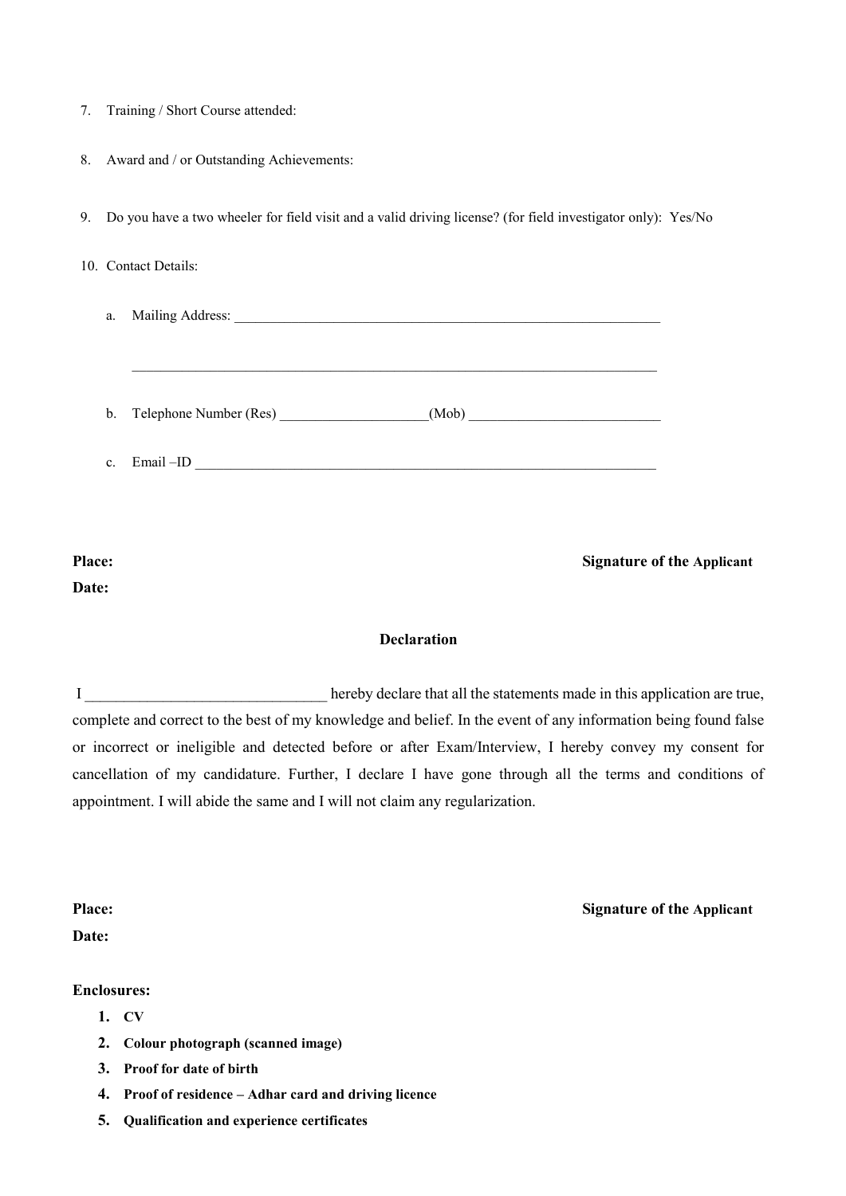7. Training / Short Course attended:

8. Award and / or Outstanding Achievements:

9. Do you have a two wheeler for field visit and a valid driving license? (for field investigator only): Yes/No

10. Contact Details:

    a. Mailing Address: _______________________________________________________________

       _______________________________________________________________

    b. Telephone Number (Res) _____________________(Mob) ___________________________

    c. Email –ID _______________________________________________________________

**Place:** **Signature of the Applicant**

**Date:**

**Declaration**

I ________________________________ hereby declare that all the statements made in this application are true, complete and correct to the best of my knowledge and belief. In the event of any information being found false or incorrect or ineligible and detected before or after Exam/Interview, I hereby convey my consent for cancellation of my candidature. Further, I declare I have gone through all the terms and conditions of appointment. I will abide the same and I will not claim any regularization.

**Place:** **Signature of the Applicant**

**Date:**

**Enclosures:**

1. **CV**
2. **Colour photograph (scanned image)**
3. **Proof for date of birth**
4. **Proof of residence – Adhar card and driving licence**
5. **Qualification and experience certificates**